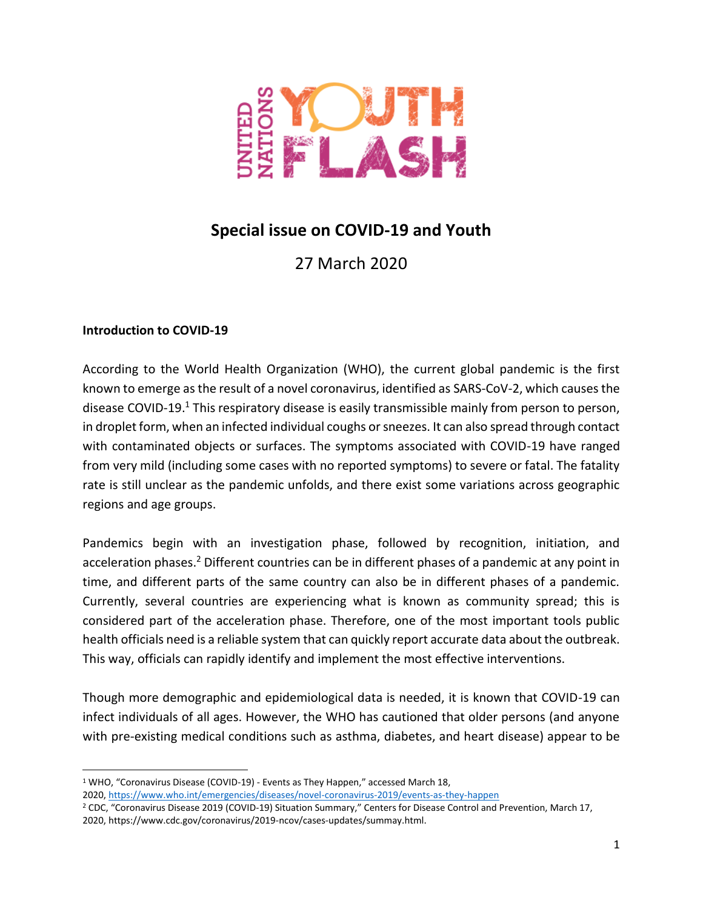UNITED NATIONS YOUTH FLASH

# Special issue on COVID-19 and Youth

27 March 2020

**Introduction to COVID-19**

According to the World Health Organization (WHO), the current global pandemic is the first known to emerge as the result of a novel coronavirus, identified as SARS-CoV-2, which causes the disease COVID-19.[1] This respiratory disease is easily transmissible mainly from person to person, in droplet form, when an infected individual coughs or sneezes. It can also spread through contact with contaminated objects or surfaces. The symptoms associated with COVID-19 have ranged from very mild (including some cases with no reported symptoms) to severe or fatal. The fatality rate is still unclear as the pandemic unfolds, and there exist some variations across geographic regions and age groups.

Pandemics begin with an investigation phase, followed by recognition, initiation, and acceleration phases.[2] Different countries can be in different phases of a pandemic at any point in time, and different parts of the same country can also be in different phases of a pandemic. Currently, several countries are experiencing what is known as community spread; this is considered part of the acceleration phase. Therefore, one of the most important tools public health officials need is a reliable system that can quickly report accurate data about the outbreak. This way, officials can rapidly identify and implement the most effective interventions.

Though more demographic and epidemiological data is needed, it is known that COVID-19 can infect individuals of all ages. However, the WHO has cautioned that older persons (and anyone with pre-existing medical conditions such as asthma, diabetes, and heart disease) appear to be

---

[1] WHO, "Coronavirus Disease (COVID-19) - Events as They Happen," accessed March 18, 2020, https://www.who.int/emergencies/diseases/novel-coronavirus-2019/events-as-they-happen

[2] CDC, "Coronavirus Disease 2019 (COVID-19) Situation Summary," Centers for Disease Control and Prevention, March 17, 2020, https://www.cdc.gov/coronavirus/2019-ncov/cases-updates/summay.html.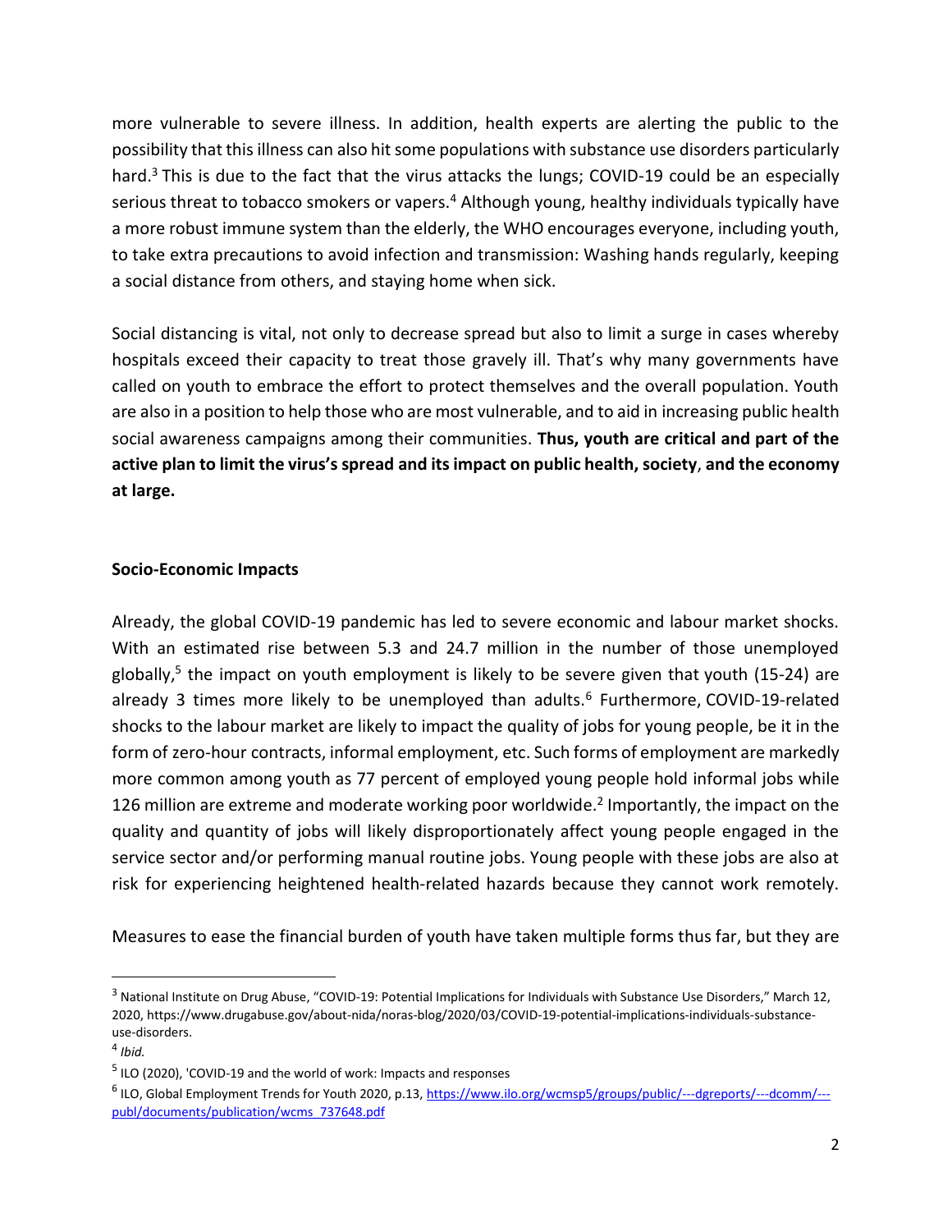more vulnerable to severe illness. In addition, health experts are alerting the public to the possibility that this illness can also hit some populations with substance use disorders particularly hard.[3] This is due to the fact that the virus attacks the lungs; COVID-19 could be an especially serious threat to tobacco smokers or vapers.[4] Although young, healthy individuals typically have a more robust immune system than the elderly, the WHO encourages everyone, including youth, to take extra precautions to avoid infection and transmission: Washing hands regularly, keeping a social distance from others, and staying home when sick.

Social distancing is vital, not only to decrease spread but also to limit a surge in cases whereby hospitals exceed their capacity to treat those gravely ill. That's why many governments have called on youth to embrace the effort to protect themselves and the overall population. Youth are also in a position to help those who are most vulnerable, and to aid in increasing public health social awareness campaigns among their communities. **Thus, youth are critical and part of the active plan to limit the virus's spread and its impact on public health, society, and the economy at large.**

### Socio-Economic Impacts

Already, the global COVID-19 pandemic has led to severe economic and labour market shocks. With an estimated rise between 5.3 and 24.7 million in the number of those unemployed globally,[5] the impact on youth employment is likely to be severe given that youth (15-24) are already 3 times more likely to be unemployed than adults.[6] Furthermore, COVID-19-related shocks to the labour market are likely to impact the quality of jobs for young people, be it in the form of zero-hour contracts, informal employment, etc. Such forms of employment are markedly more common among youth as 77 percent of employed young people hold informal jobs while 126 million are extreme and moderate working poor worldwide.[2] Importantly, the impact on the quality and quantity of jobs will likely disproportionately affect young people engaged in the service sector and/or performing manual routine jobs. Young people with these jobs are also at risk for experiencing heightened health-related hazards because they cannot work remotely.

Measures to ease the financial burden of youth have taken multiple forms thus far, but they are

---

[3] National Institute on Drug Abuse, "COVID-19: Potential Implications for Individuals with Substance Use Disorders," March 12, 2020, https://www.drugabuse.gov/about-nida/noras-blog/2020/03/COVID-19-potential-implications-individuals-substance-use-disorders.

[4] *Ibid.*

[5] ILO (2020), 'COVID-19 and the world of work: Impacts and responses

[6] ILO, Global Employment Trends for Youth 2020, p.13, https://www.ilo.org/wcmsp5/groups/public/---dgreports/---dcomm/---publ/documents/publication/wcms_737648.pdf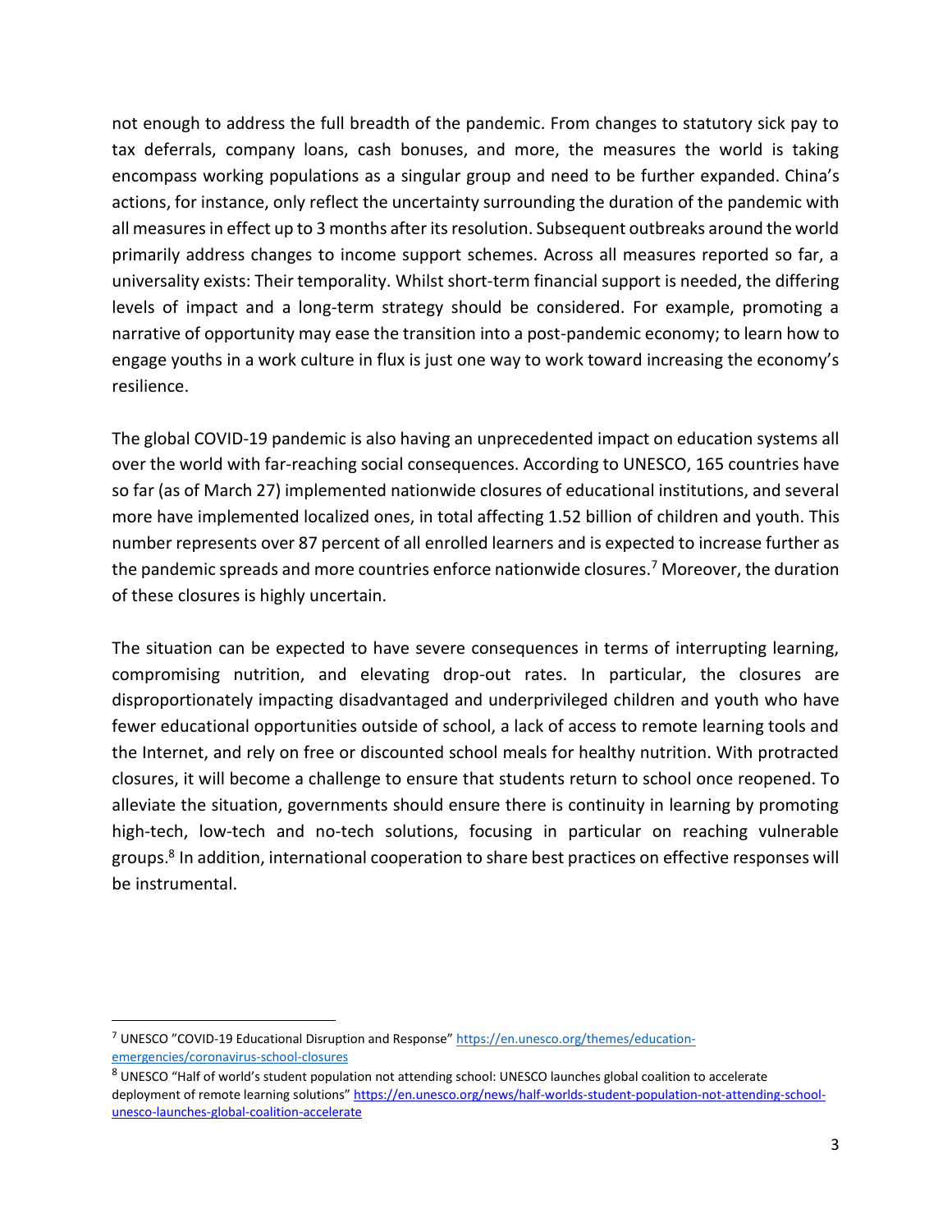not enough to address the full breadth of the pandemic. From changes to statutory sick pay to tax deferrals, company loans, cash bonuses, and more, the measures the world is taking encompass working populations as a singular group and need to be further expanded. China's actions, for instance, only reflect the uncertainty surrounding the duration of the pandemic with all measures in effect up to 3 months after its resolution. Subsequent outbreaks around the world primarily address changes to income support schemes. Across all measures reported so far, a universality exists: Their temporality. Whilst short-term financial support is needed, the differing levels of impact and a long-term strategy should be considered. For example, promoting a narrative of opportunity may ease the transition into a post-pandemic economy; to learn how to engage youths in a work culture in flux is just one way to work toward increasing the economy's resilience.

The global COVID-19 pandemic is also having an unprecedented impact on education systems all over the world with far-reaching social consequences. According to UNESCO, 165 countries have so far (as of March 27) implemented nationwide closures of educational institutions, and several more have implemented localized ones, in total affecting 1.52 billion of children and youth. This number represents over 87 percent of all enrolled learners and is expected to increase further as the pandemic spreads and more countries enforce nationwide closures.[7] Moreover, the duration of these closures is highly uncertain.

The situation can be expected to have severe consequences in terms of interrupting learning, compromising nutrition, and elevating drop-out rates. In particular, the closures are disproportionately impacting disadvantaged and underprivileged children and youth who have fewer educational opportunities outside of school, a lack of access to remote learning tools and the Internet, and rely on free or discounted school meals for healthy nutrition. With protracted closures, it will become a challenge to ensure that students return to school once reopened. To alleviate the situation, governments should ensure there is continuity in learning by promoting high-tech, low-tech and no-tech solutions, focusing in particular on reaching vulnerable groups.[8] In addition, international cooperation to share best practices on effective responses will be instrumental.

[7] UNESCO "COVID-19 Educational Disruption and Response" https://en.unesco.org/themes/education-emergencies/coronavirus-school-closures

[8] UNESCO "Half of world's student population not attending school: UNESCO launches global coalition to accelerate deployment of remote learning solutions" https://en.unesco.org/news/half-worlds-student-population-not-attending-school-unesco-launches-global-coalition-accelerate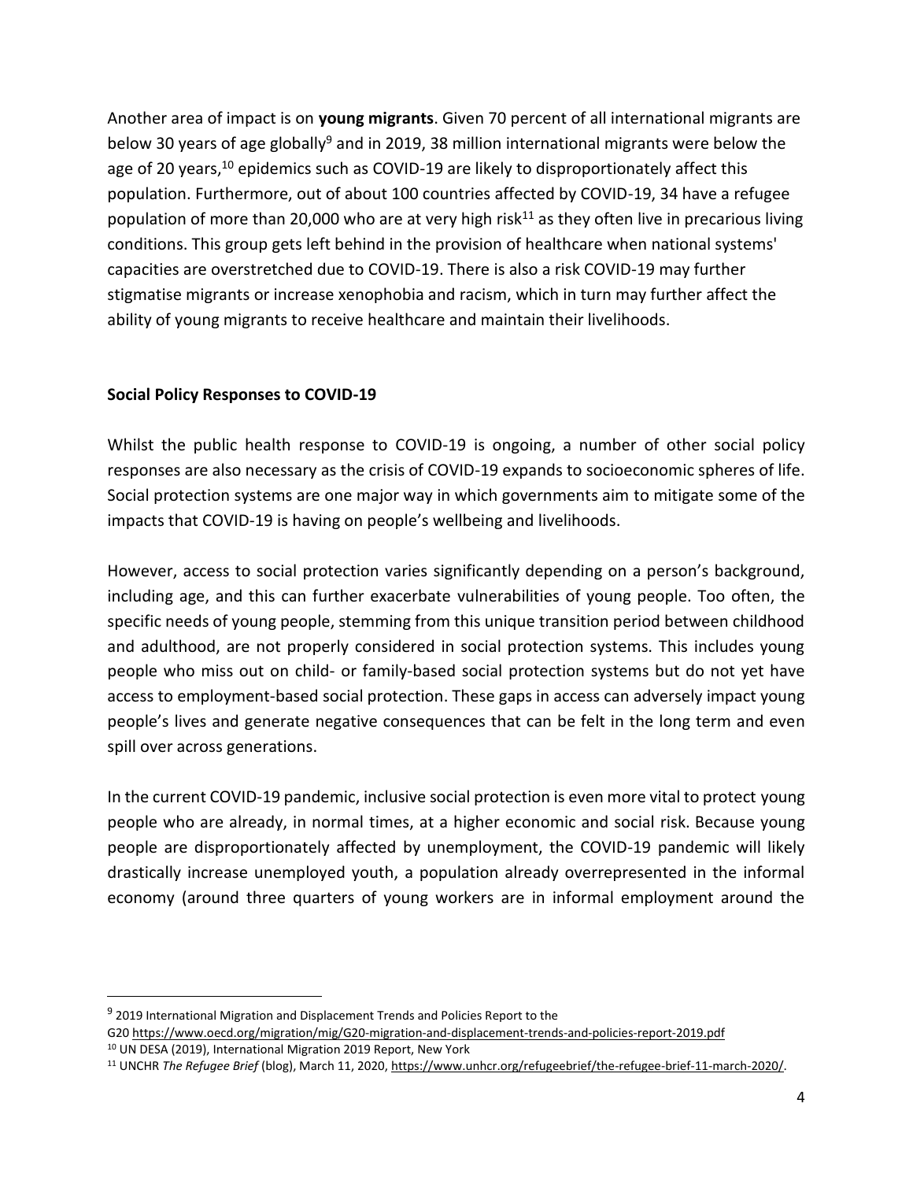Another area of impact is on **young migrants**. Given 70 percent of all international migrants are below 30 years of age globally[9] and in 2019, 38 million international migrants were below the age of 20 years,[10] epidemics such as COVID-19 are likely to disproportionately affect this population. Furthermore, out of about 100 countries affected by COVID-19, 34 have a refugee population of more than 20,000 who are at very high risk[11] as they often live in precarious living conditions. This group gets left behind in the provision of healthcare when national systems' capacities are overstretched due to COVID-19. There is also a risk COVID-19 may further stigmatise migrants or increase xenophobia and racism, which in turn may further affect the ability of young migrants to receive healthcare and maintain their livelihoods.

**Social Policy Responses to COVID-19**

Whilst the public health response to COVID-19 is ongoing, a number of other social policy responses are also necessary as the crisis of COVID-19 expands to socioeconomic spheres of life. Social protection systems are one major way in which governments aim to mitigate some of the impacts that COVID-19 is having on people's wellbeing and livelihoods.

However, access to social protection varies significantly depending on a person's background, including age, and this can further exacerbate vulnerabilities of young people. Too often, the specific needs of young people, stemming from this unique transition period between childhood and adulthood, are not properly considered in social protection systems. This includes young people who miss out on child- or family-based social protection systems but do not yet have access to employment-based social protection. These gaps in access can adversely impact young people's lives and generate negative consequences that can be felt in the long term and even spill over across generations.

In the current COVID-19 pandemic, inclusive social protection is even more vital to protect young people who are already, in normal times, at a higher economic and social risk. Because young people are disproportionately affected by unemployment, the COVID-19 pandemic will likely drastically increase unemployed youth, a population already overrepresented in the informal economy (around three quarters of young workers are in informal employment around the

---

[9] 2019 International Migration and Displacement Trends and Policies Report to the G20 https://www.oecd.org/migration/mig/G20-migration-and-displacement-trends-and-policies-report-2019.pdf

[10] UN DESA (2019), International Migration 2019 Report, New York

[11] UNCHR *The Refugee Brief* (blog), March 11, 2020, https://www.unhcr.org/refugeebrief/the-refugee-brief-11-march-2020/.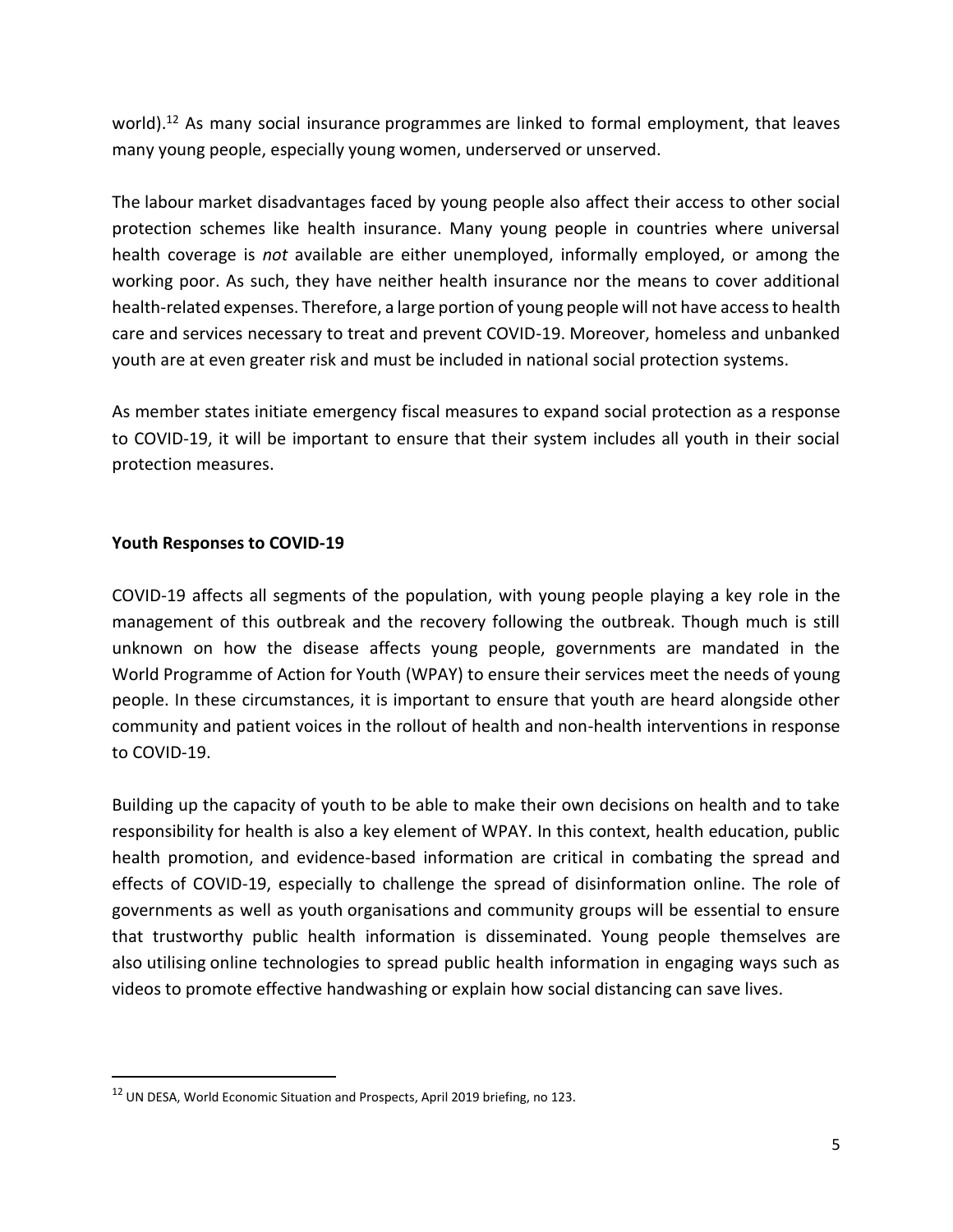world).[12] As many social insurance programmes are linked to formal employment, that leaves many young people, especially young women, underserved or unserved.

The labour market disadvantages faced by young people also affect their access to other social protection schemes like health insurance. Many young people in countries where universal health coverage is *not* available are either unemployed, informally employed, or among the working poor. As such, they have neither health insurance nor the means to cover additional health-related expenses. Therefore, a large portion of young people will not have access to health care and services necessary to treat and prevent COVID-19. Moreover, homeless and unbanked youth are at even greater risk and must be included in national social protection systems.

As member states initiate emergency fiscal measures to expand social protection as a response to COVID-19, it will be important to ensure that their system includes all youth in their social protection measures.

**Youth Responses to COVID-19**

COVID-19 affects all segments of the population, with young people playing a key role in the management of this outbreak and the recovery following the outbreak. Though much is still unknown on how the disease affects young people, governments are mandated in the World Programme of Action for Youth (WPAY) to ensure their services meet the needs of young people. In these circumstances, it is important to ensure that youth are heard alongside other community and patient voices in the rollout of health and non-health interventions in response to COVID-19.

Building up the capacity of youth to be able to make their own decisions on health and to take responsibility for health is also a key element of WPAY. In this context, health education, public health promotion, and evidence-based information are critical in combating the spread and effects of COVID-19, especially to challenge the spread of disinformation online. The role of governments as well as youth organisations and community groups will be essential to ensure that trustworthy public health information is disseminated. Young people themselves are also utilising online technologies to spread public health information in engaging ways such as videos to promote effective handwashing or explain how social distancing can save lives.

[12] UN DESA, World Economic Situation and Prospects, April 2019 briefing, no 123.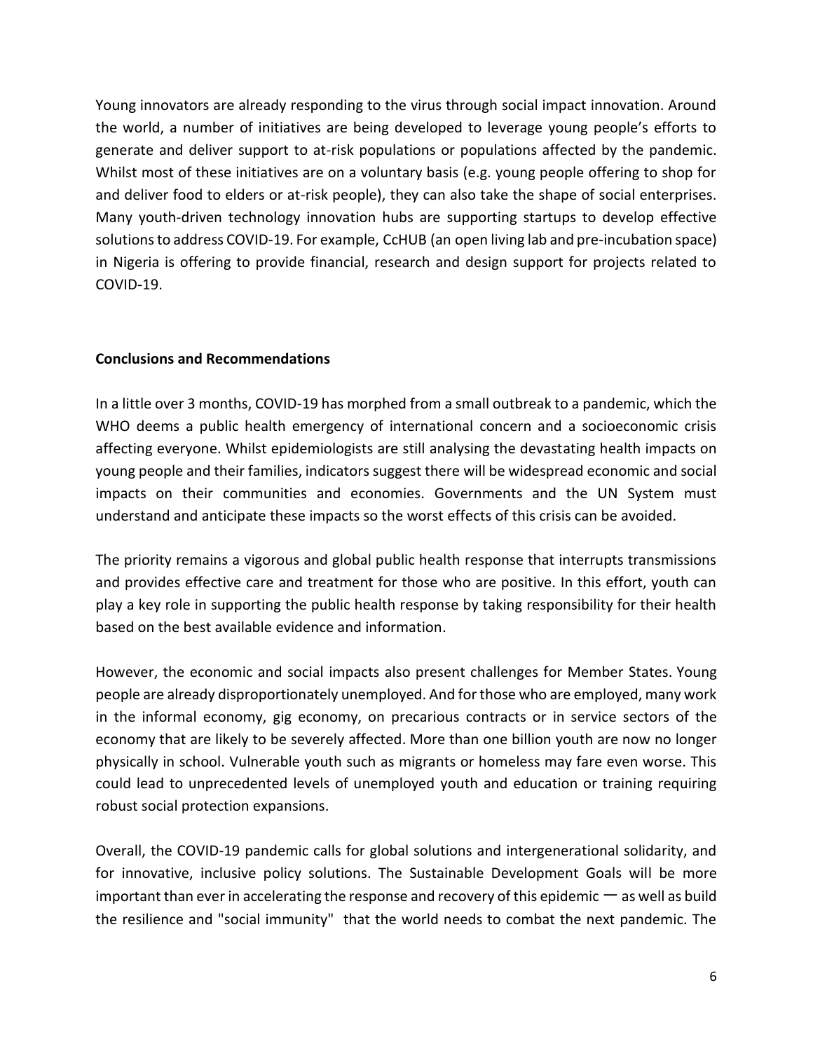Young innovators are already responding to the virus through social impact innovation. Around the world, a number of initiatives are being developed to leverage young people's efforts to generate and deliver support to at-risk populations or populations affected by the pandemic. Whilst most of these initiatives are on a voluntary basis (e.g. young people offering to shop for and deliver food to elders or at-risk people), they can also take the shape of social enterprises. Many youth-driven technology innovation hubs are supporting startups to develop effective solutions to address COVID-19. For example, CcHUB (an open living lab and pre-incubation space) in Nigeria is offering to provide financial, research and design support for projects related to COVID-19.

**Conclusions and Recommendations**

In a little over 3 months, COVID-19 has morphed from a small outbreak to a pandemic, which the WHO deems a public health emergency of international concern and a socioeconomic crisis affecting everyone. Whilst epidemiologists are still analysing the devastating health impacts on young people and their families, indicators suggest there will be widespread economic and social impacts on their communities and economies. Governments and the UN System must understand and anticipate these impacts so the worst effects of this crisis can be avoided.

The priority remains a vigorous and global public health response that interrupts transmissions and provides effective care and treatment for those who are positive. In this effort, youth can play a key role in supporting the public health response by taking responsibility for their health based on the best available evidence and information.

However, the economic and social impacts also present challenges for Member States. Young people are already disproportionately unemployed. And for those who are employed, many work in the informal economy, gig economy, on precarious contracts or in service sectors of the economy that are likely to be severely affected. More than one billion youth are now no longer physically in school. Vulnerable youth such as migrants or homeless may fare even worse. This could lead to unprecedented levels of unemployed youth and education or training requiring robust social protection expansions.

Overall, the COVID-19 pandemic calls for global solutions and intergenerational solidarity, and for innovative, inclusive policy solutions. The Sustainable Development Goals will be more important than ever in accelerating the response and recovery of this epidemic — as well as build the resilience and "social immunity" that the world needs to combat the next pandemic. The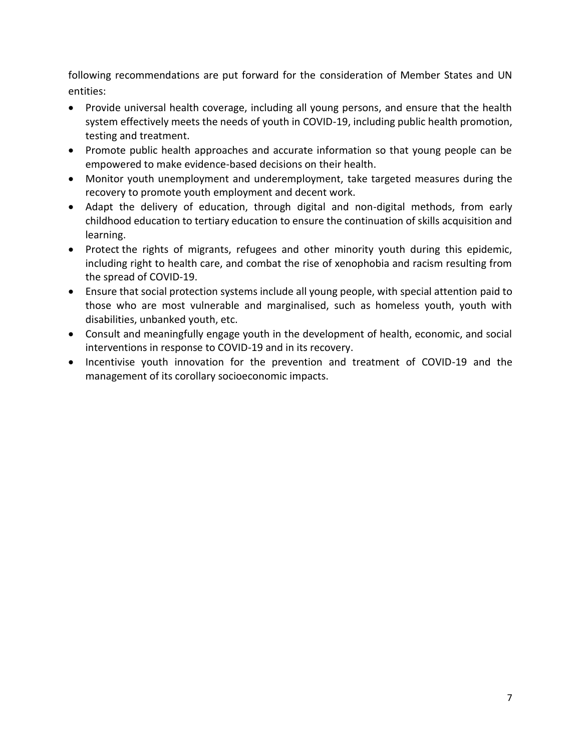following recommendations are put forward for the consideration of Member States and UN entities:

- Provide universal health coverage, including all young persons, and ensure that the health system effectively meets the needs of youth in COVID-19, including public health promotion, testing and treatment.
- Promote public health approaches and accurate information so that young people can be empowered to make evidence-based decisions on their health.
- Monitor youth unemployment and underemployment, take targeted measures during the recovery to promote youth employment and decent work.
- Adapt the delivery of education, through digital and non-digital methods, from early childhood education to tertiary education to ensure the continuation of skills acquisition and learning.
- Protect the rights of migrants, refugees and other minority youth during this epidemic, including right to health care, and combat the rise of xenophobia and racism resulting from the spread of COVID-19.
- Ensure that social protection systems include all young people, with special attention paid to those who are most vulnerable and marginalised, such as homeless youth, youth with disabilities, unbanked youth, etc.
- Consult and meaningfully engage youth in the development of health, economic, and social interventions in response to COVID-19 and in its recovery.
- Incentivise youth innovation for the prevention and treatment of COVID-19 and the management of its corollary socioeconomic impacts.